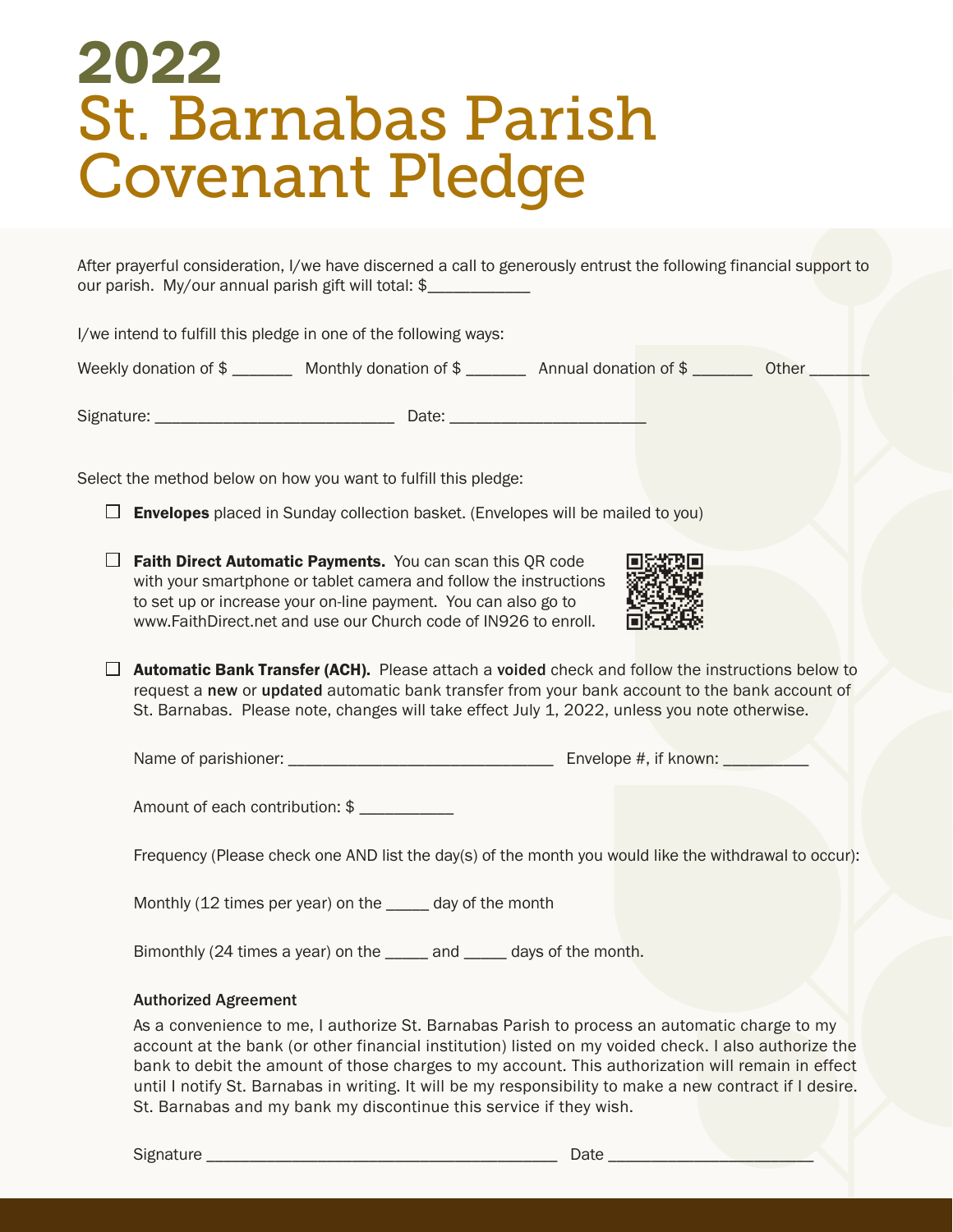# 2022
# St. Barnabas Parish Covenant Pledge

After prayerful consideration, I/we have discerned a call to generously entrust the following financial support to our parish. My/our annual parish gift will total: $___________

I/we intend to fulfill this pledge in one of the following ways:

Weekly donation of $ _______ Monthly donation of $ _______ Annual donation of $ _______ Other _______

Signature: ___________________________ Date: ______________________

Select the method below on how you want to fulfill this pledge:

- ☐ **Envelopes** placed in Sunday collection basket. (Envelopes will be mailed to you)

- ☐ **Faith Direct Automatic Payments.** You can scan this QR code with your smartphone or tablet camera and follow the instructions to set up or increase your on-line payment. You can also go to www.FaithDirect.net and use our Church code of IN926 to enroll.

- ☐ **Automatic Bank Transfer (ACH).** Please attach a **voided** check and follow the instructions below to request a **new** or **updated** automatic bank transfer from your bank account to the bank account of St. Barnabas. Please note, changes will take effect July 1, 2022, unless you note otherwise.

Name of parishioner: _____________________________ Envelope #, if known: _________

Amount of each contribution: $ __________

Frequency (Please check one AND list the day(s) of the month you would like the withdrawal to occur):

Monthly (12 times per year) on the _____ day of the month

Bimonthly (24 times a year) on the _____ and _____ days of the month.

### Authorized Agreement

As a convenience to me, I authorize St. Barnabas Parish to process an automatic charge to my account at the bank (or other financial institution) listed on my voided check. I also authorize the bank to debit the amount of those charges to my account. This authorization will remain in effect until I notify St. Barnabas in writing. It will be my responsibility to make a new contract if I desire. St. Barnabas and my bank my discontinue this service if they wish.

Signature ________________________________________ Date ______________________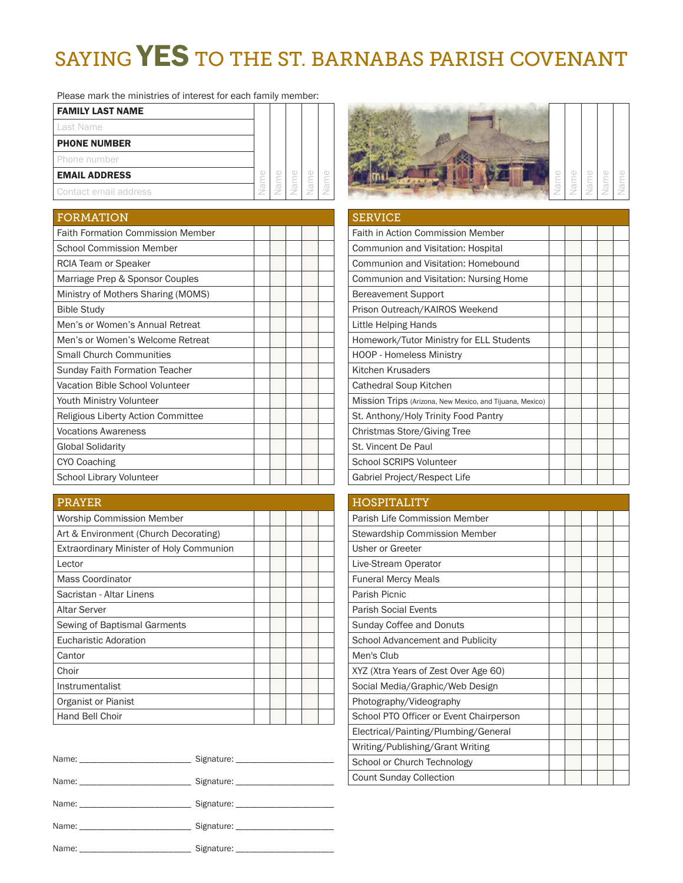# SAYING **YES** TO THE ST. BARNABAS PARISH COVENANT

Please mark the ministries of interest for each family member:

| | Name | Name | Name | Name | Name |
|---|---|---|---|---|---|
| **FAMILY LAST NAME** | | | | | |
| Last Name | | | | | |
| **PHONE NUMBER** | | | | | |
| Phone number | | | | | |
| **EMAIL ADDRESS** | | | | | |
| Contact email address | | | | | |

| FORMATION | Name | Name | Name | Name | Name |
|---|---|---|---|---|---|
| Faith Formation Commission Member | | | | | |
| School Commission Member | | | | | |
| RCIA Team or Speaker | | | | | |
| Marriage Prep & Sponsor Couples | | | | | |
| Ministry of Mothers Sharing (MOMS) | | | | | |
| Bible Study | | | | | |
| Men's or Women's Annual Retreat | | | | | |
| Men's or Women's Welcome Retreat | | | | | |
| Small Church Communities | | | | | |
| Sunday Faith Formation Teacher | | | | | |
| Vacation Bible School Volunteer | | | | | |
| Youth Ministry Volunteer | | | | | |
| Religious Liberty Action Committee | | | | | |
| Vocations Awareness | | | | | |
| Global Solidarity | | | | | |
| CYO Coaching | | | | | |
| School Library Volunteer | | | | | |

| PRAYER | Name | Name | Name | Name | Name |
|---|---|---|---|---|---|
| Worship Commission Member | | | | | |
| Art & Environment (Church Decorating) | | | | | |
| Extraordinary Minister of Holy Communion | | | | | |
| Lector | | | | | |
| Mass Coordinator | | | | | |
| Sacristan - Altar Linens | | | | | |
| Altar Server | | | | | |
| Sewing of Baptismal Garments | | | | | |
| Eucharistic Adoration | | | | | |
| Cantor | | | | | |
| Choir | | | | | |
| Instrumentalist | | | | | |
| Organist or Pianist | | | | | |
| Hand Bell Choir | | | | | |

| SERVICE | Name | Name | Name | Name | Name |
|---|---|---|---|---|---|
| Faith in Action Commission Member | | | | | |
| Communion and Visitation: Hospital | | | | | |
| Communion and Visitation: Homebound | | | | | |
| Communion and Visitation: Nursing Home | | | | | |
| Bereavement Support | | | | | |
| Prison Outreach/KAIROS Weekend | | | | | |
| Little Helping Hands | | | | | |
| Homework/Tutor Ministry for ELL Students | | | | | |
| HOOP - Homeless Ministry | | | | | |
| Kitchen Krusaders | | | | | |
| Cathedral Soup Kitchen | | | | | |
| Mission Trips (Arizona, New Mexico, and Tijuana, Mexico) | | | | | |
| St. Anthony/Holy Trinity Food Pantry | | | | | |
| Christmas Store/Giving Tree | | | | | |
| St. Vincent De Paul | | | | | |
| School SCRIPS Volunteer | | | | | |
| Gabriel Project/Respect Life | | | | | |

| HOSPITALITY | Name | Name | Name | Name | Name |
|---|---|---|---|---|---|
| Parish Life Commission Member | | | | | |
| Stewardship Commission Member | | | | | |
| Usher or Greeter | | | | | |
| Live-Stream Operator | | | | | |
| Funeral Mercy Meals | | | | | |
| Parish Picnic | | | | | |
| Parish Social Events | | | | | |
| Sunday Coffee and Donuts | | | | | |
| School Advancement and Publicity | | | | | |
| Men's Club | | | | | |
| XYZ (Xtra Years of Zest Over Age 60) | | | | | |
| Social Media/Graphic/Web Design | | | | | |
| Photography/Videography | | | | | |
| School PTO Officer or Event Chairperson | | | | | |
| Electrical/Painting/Plumbing/General | | | | | |
| Writing/Publishing/Grant Writing | | | | | |
| School or Church Technology | | | | | |
| Count Sunday Collection | | | | | |

Name: ________________________ Signature: _____________________

Name: ________________________ Signature: _____________________

Name: ________________________ Signature: _____________________

Name: ________________________ Signature: _____________________

Name: ________________________ Signature: _____________________